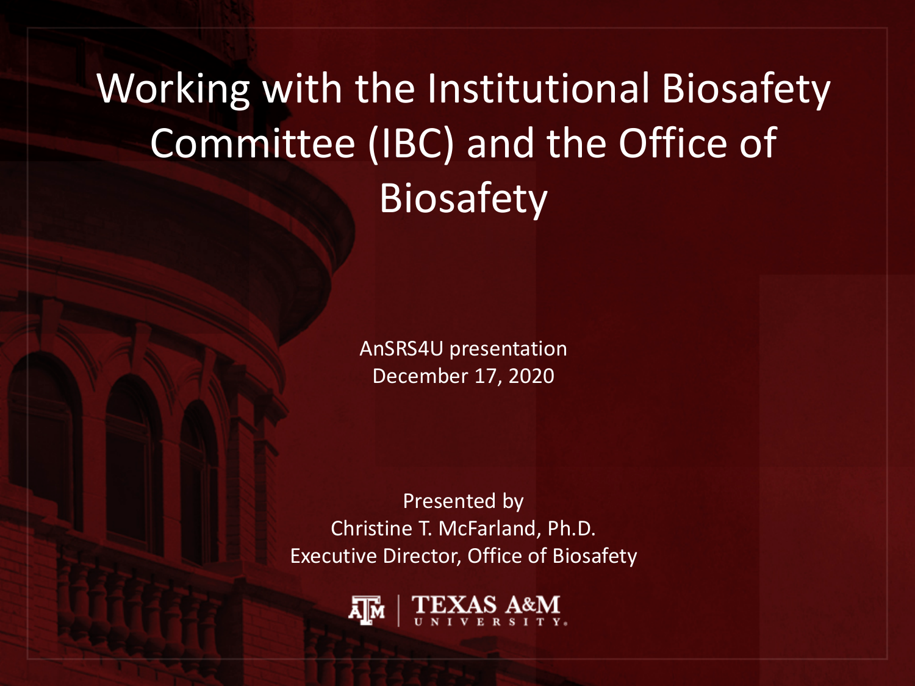# Working with the Institutional Biosafety Committee (IBC) and the Office of Biosafety

AnSRS4U presentation
December 17, 2020

Presented by
Christine T. McFarland, Ph.D.
Executive Director, Office of Biosafety

TEXAS A&M UNIVERSITY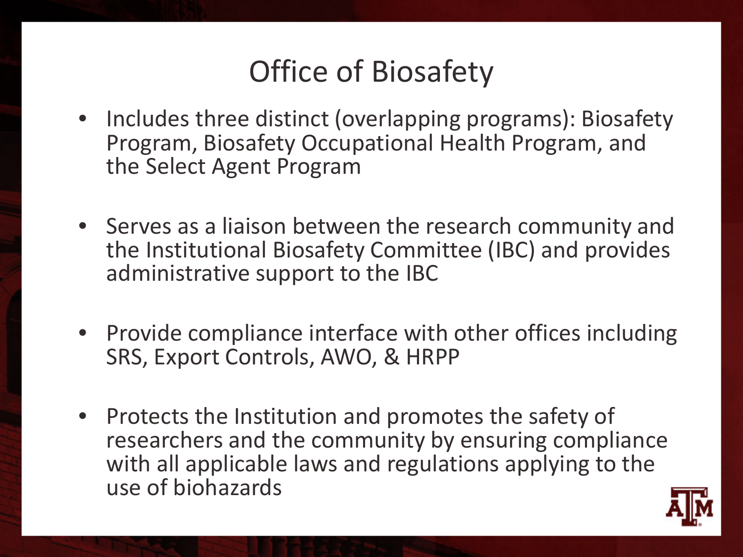# Office of Biosafety

- Includes three distinct (overlapping programs): Biosafety Program, Biosafety Occupational Health Program, and the Select Agent Program

- Serves as a liaison between the research community and the Institutional Biosafety Committee (IBC) and provides administrative support to the IBC

- Provide compliance interface with other offices including SRS, Export Controls, AWO, & HRPP

- Protects the Institution and promotes the safety of researchers and the community by ensuring compliance with all applicable laws and regulations applying to the use of biohazards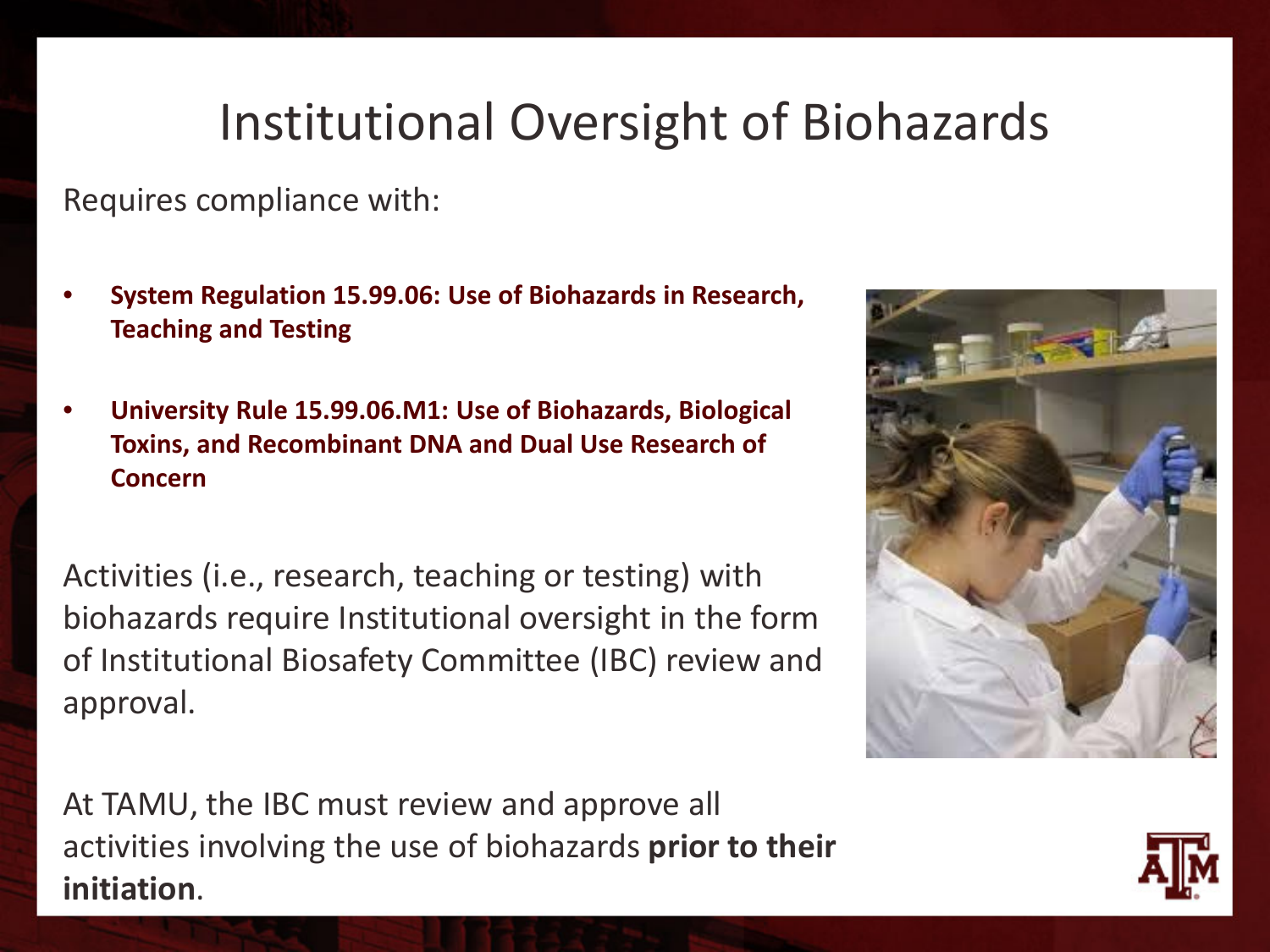# Institutional Oversight of Biohazards

Requires compliance with:

- **System Regulation 15.99.06: Use of Biohazards in Research, Teaching and Testing**
- **University Rule 15.99.06.M1: Use of Biohazards, Biological Toxins, and Recombinant DNA and Dual Use Research of Concern**

Activities (i.e., research, teaching or testing) with biohazards require Institutional oversight in the form of Institutional Biosafety Committee (IBC) review and approval.

At TAMU, the IBC must review and approve all activities involving the use of biohazards **prior to their initiation**.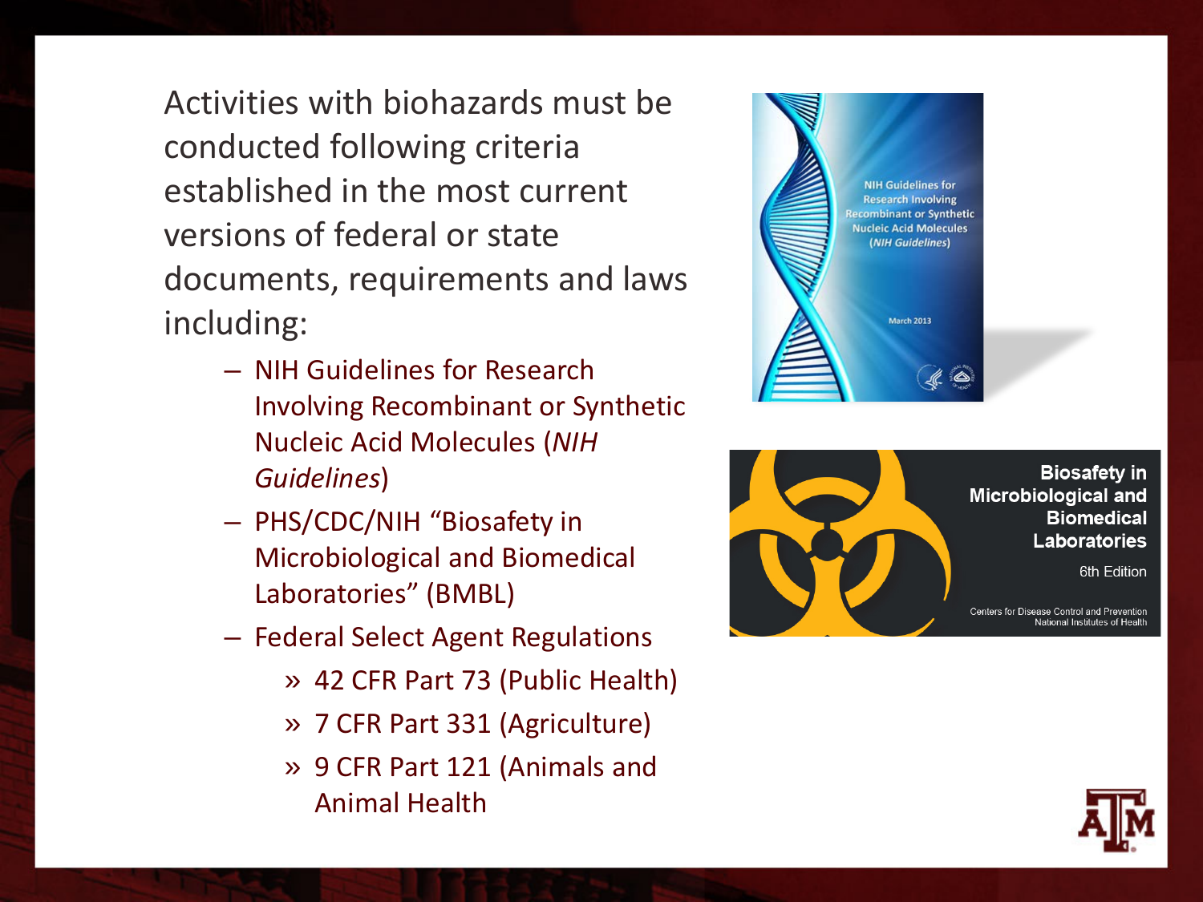Activities with biohazards must be conducted following criteria established in the most current versions of federal or state documents, requirements and laws including:

- NIH Guidelines for Research Involving Recombinant or Synthetic Nucleic Acid Molecules (*NIH Guidelines*)
- PHS/CDC/NIH "Biosafety in Microbiological and Biomedical Laboratories" (BMBL)
- Federal Select Agent Regulations
  - 42 CFR Part 73 (Public Health)
  - 7 CFR Part 331 (Agriculture)
  - 9 CFR Part 121 (Animals and Animal Health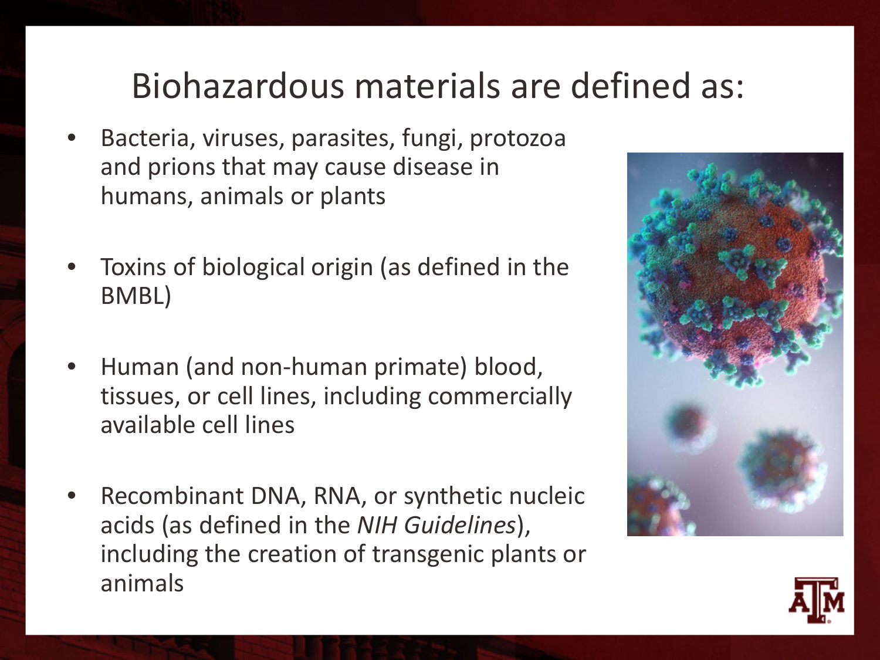# Biohazardous materials are defined as:

- Bacteria, viruses, parasites, fungi, protozoa and prions that may cause disease in humans, animals or plants
- Toxins of biological origin (as defined in the BMBL)
- Human (and non-human primate) blood, tissues, or cell lines, including commercially available cell lines
- Recombinant DNA, RNA, or synthetic nucleic acids (as defined in the *NIH Guidelines*), including the creation of transgenic plants or animals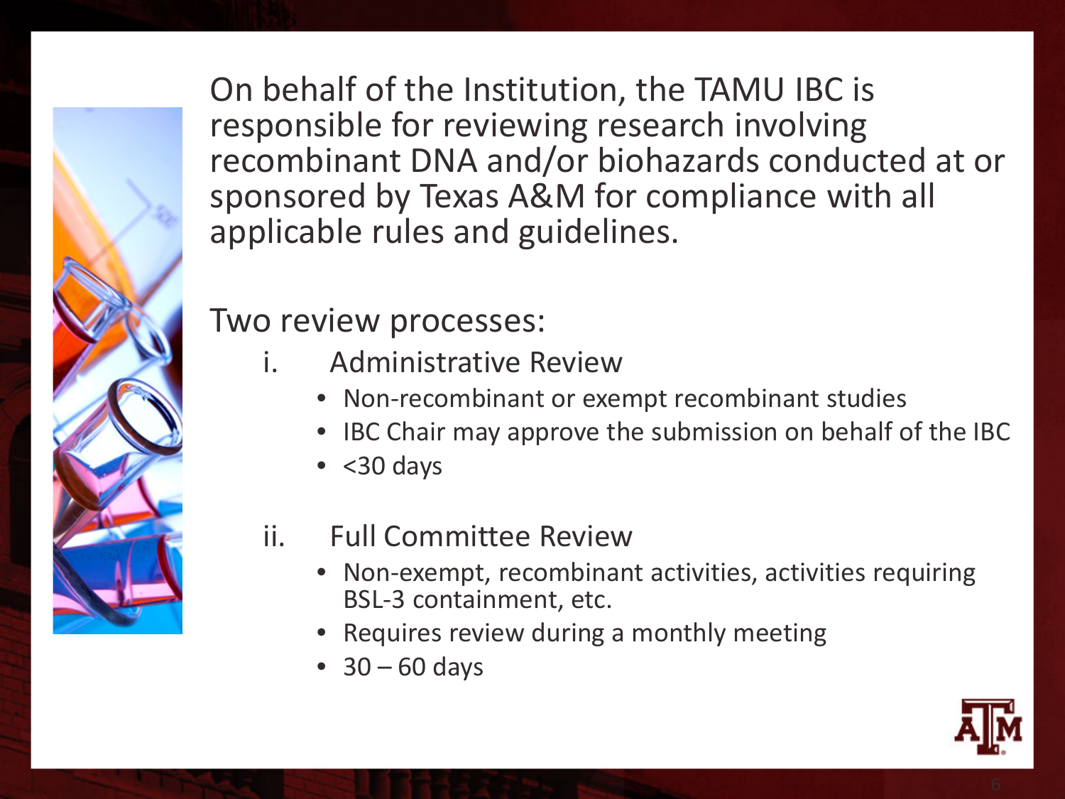On behalf of the Institution, the TAMU IBC is responsible for reviewing research involving recombinant DNA and/or biohazards conducted at or sponsored by Texas A&M for compliance with all applicable rules and guidelines.

Two review processes:

i. Administrative Review
   - Non-recombinant or exempt recombinant studies
   - IBC Chair may approve the submission on behalf of the IBC
   - <30 days

ii. Full Committee Review
   - Non-exempt, recombinant activities, activities requiring BSL-3 containment, etc.
   - Requires review during a monthly meeting
   - 30 – 60 days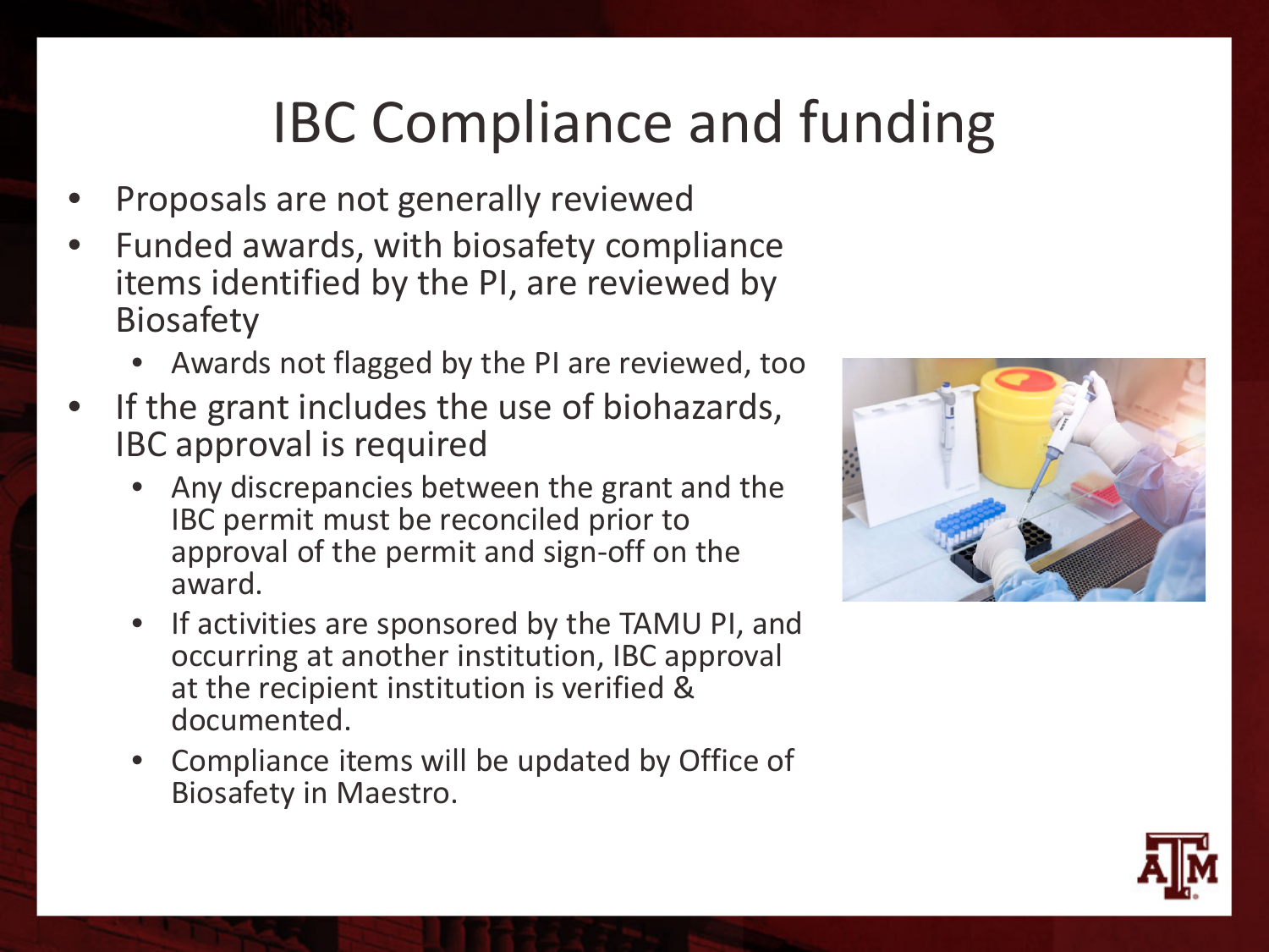# IBC Compliance and funding

- Proposals are not generally reviewed
- Funded awards, with biosafety compliance items identified by the PI, are reviewed by Biosafety
  - Awards not flagged by the PI are reviewed, too
- If the grant includes the use of biohazards, IBC approval is required
  - Any discrepancies between the grant and the IBC permit must be reconciled prior to approval of the permit and sign-off on the award.
  - If activities are sponsored by the TAMU PI, and occurring at another institution, IBC approval at the recipient institution is verified & documented.
  - Compliance items will be updated by Office of Biosafety in Maestro.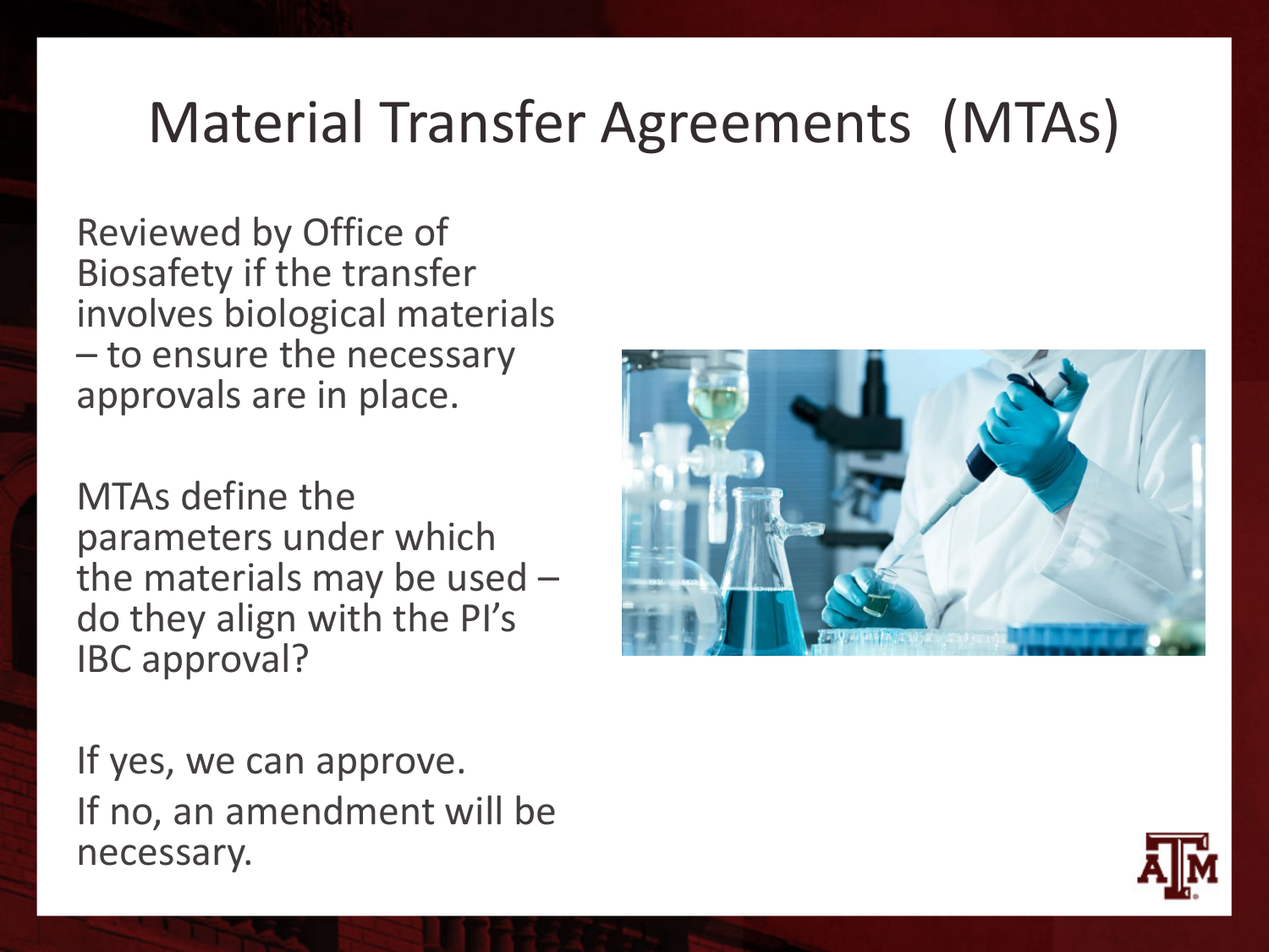# Material Transfer Agreements (MTAs)

Reviewed by Office of Biosafety if the transfer involves biological materials – to ensure the necessary approvals are in place.

MTAs define the parameters under which the materials may be used – do they align with the PI's IBC approval?

If yes, we can approve.
If no, an amendment will be necessary.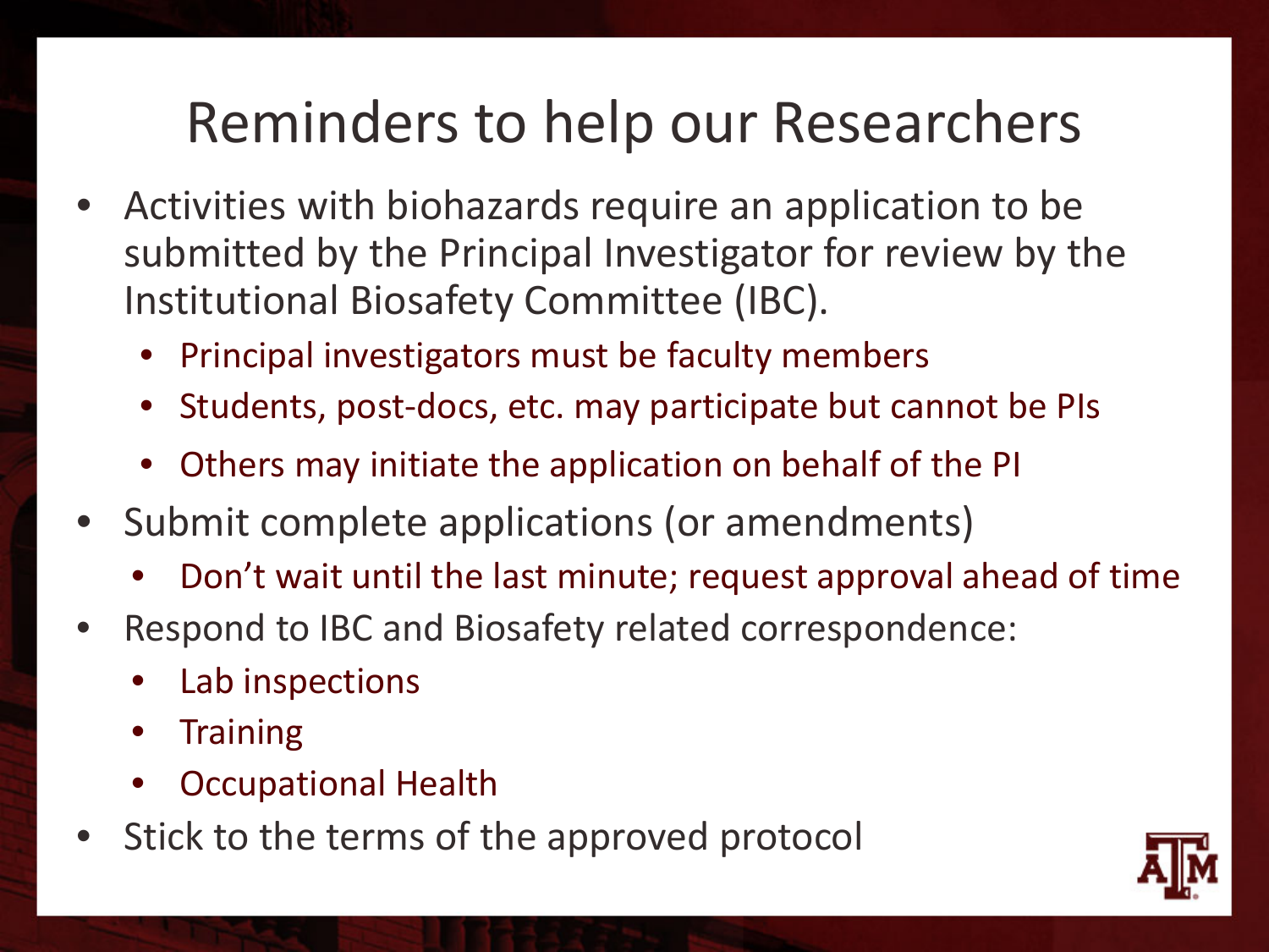# Reminders to help our Researchers

- Activities with biohazards require an application to be submitted by the Principal Investigator for review by the Institutional Biosafety Committee (IBC).
  - Principal investigators must be faculty members
  - Students, post-docs, etc. may participate but cannot be PIs
  - Others may initiate the application on behalf of the PI
- Submit complete applications (or amendments)
  - Don't wait until the last minute; request approval ahead of time
- Respond to IBC and Biosafety related correspondence:
  - Lab inspections
  - Training
  - Occupational Health
- Stick to the terms of the approved protocol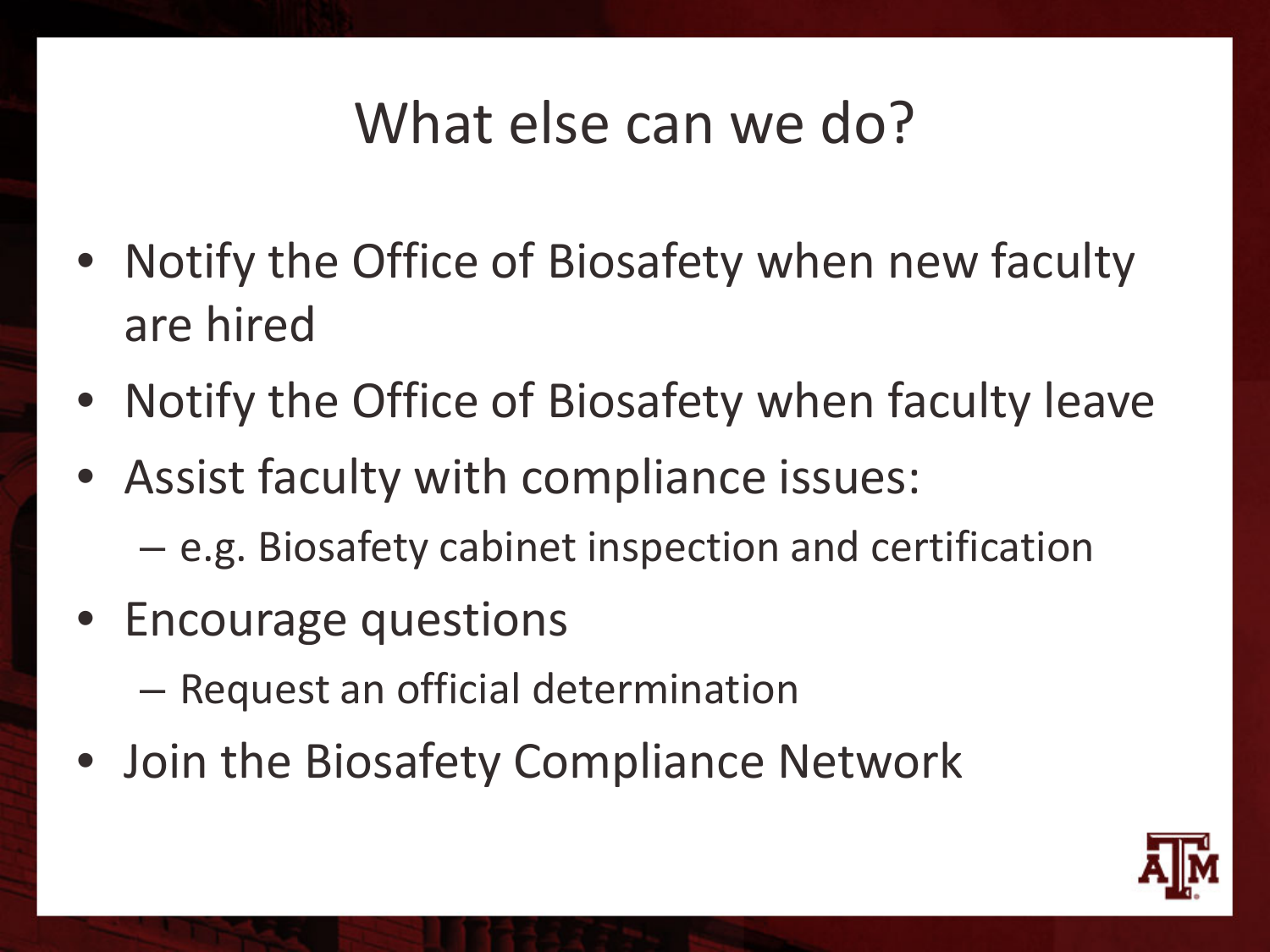# What else can we do?

- Notify the Office of Biosafety when new faculty are hired
- Notify the Office of Biosafety when faculty leave
- Assist faculty with compliance issues:
  - e.g. Biosafety cabinet inspection and certification
- Encourage questions
  - Request an official determination
- Join the Biosafety Compliance Network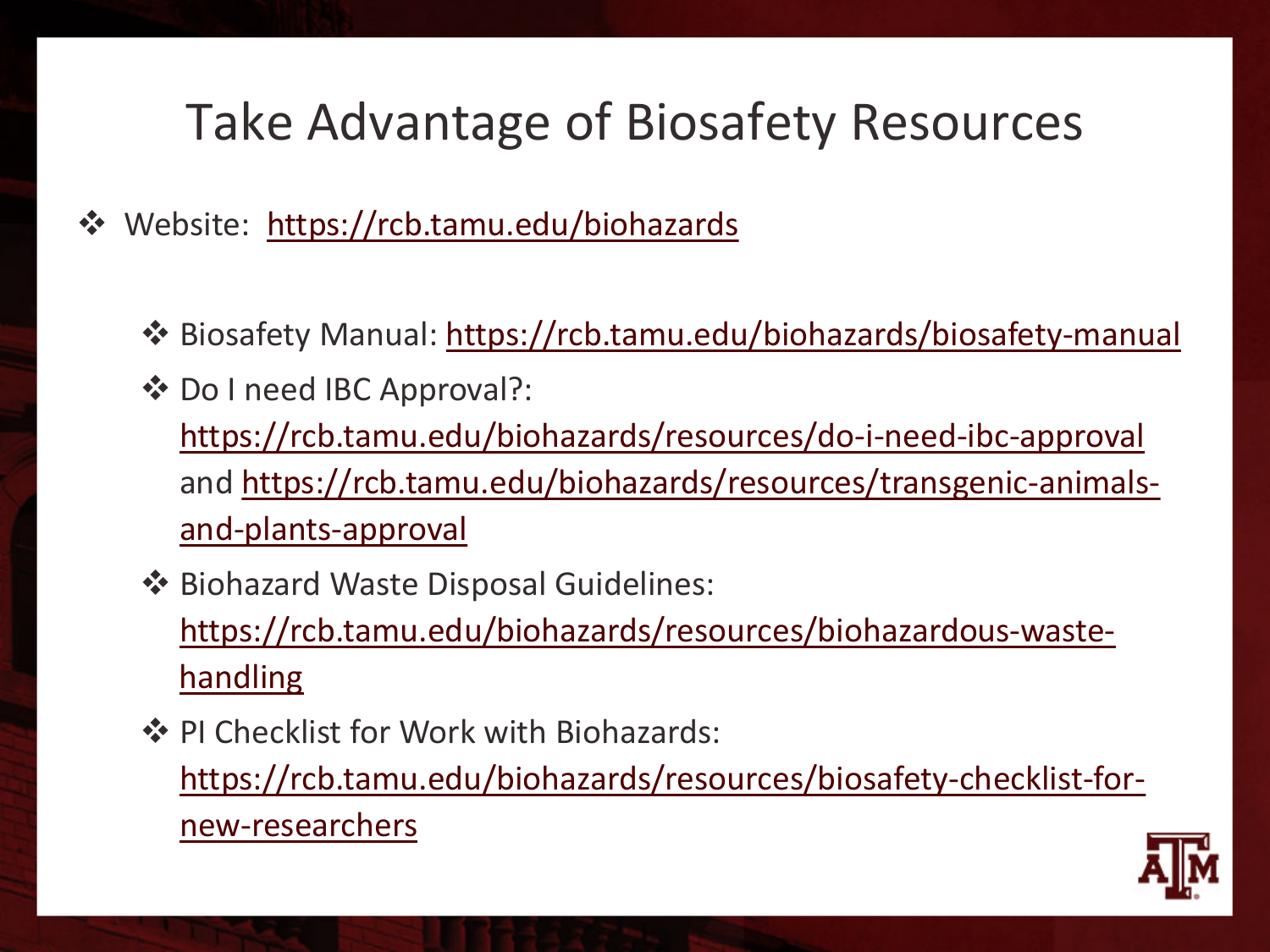# Take Advantage of Biosafety Resources

- Website: https://rcb.tamu.edu/biohazards
  - Biosafety Manual: https://rcb.tamu.edu/biohazards/biosafety-manual
  - Do I need IBC Approval?: https://rcb.tamu.edu/biohazards/resources/do-i-need-ibc-approval and https://rcb.tamu.edu/biohazards/resources/transgenic-animals-and-plants-approval
  - Biohazard Waste Disposal Guidelines: https://rcb.tamu.edu/biohazards/resources/biohazardous-waste-handling
  - PI Checklist for Work with Biohazards: https://rcb.tamu.edu/biohazards/resources/biosafety-checklist-for-new-researchers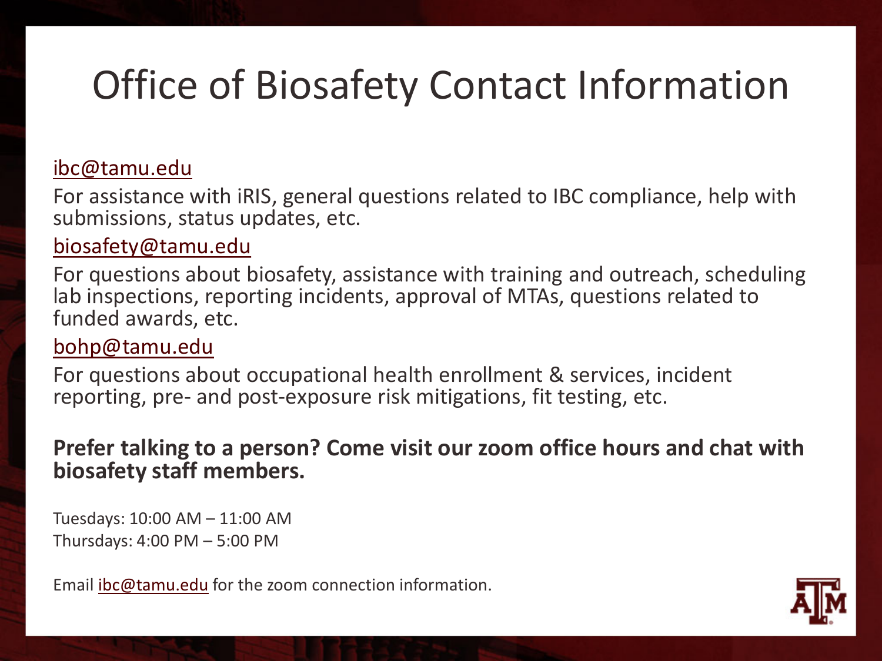# Office of Biosafety Contact Information

ibc@tamu.edu

For assistance with iRIS, general questions related to IBC compliance, help with submissions, status updates, etc.

biosafety@tamu.edu

For questions about biosafety, assistance with training and outreach, scheduling lab inspections, reporting incidents, approval of MTAs, questions related to funded awards, etc.

bohp@tamu.edu

For questions about occupational health enrollment & services, incident reporting, pre- and post-exposure risk mitigations, fit testing, etc.

**Prefer talking to a person? Come visit our zoom office hours and chat with biosafety staff members.**

Tuesdays: 10:00 AM – 11:00 AM
Thursdays: 4:00 PM – 5:00 PM

Email ibc@tamu.edu for the zoom connection information.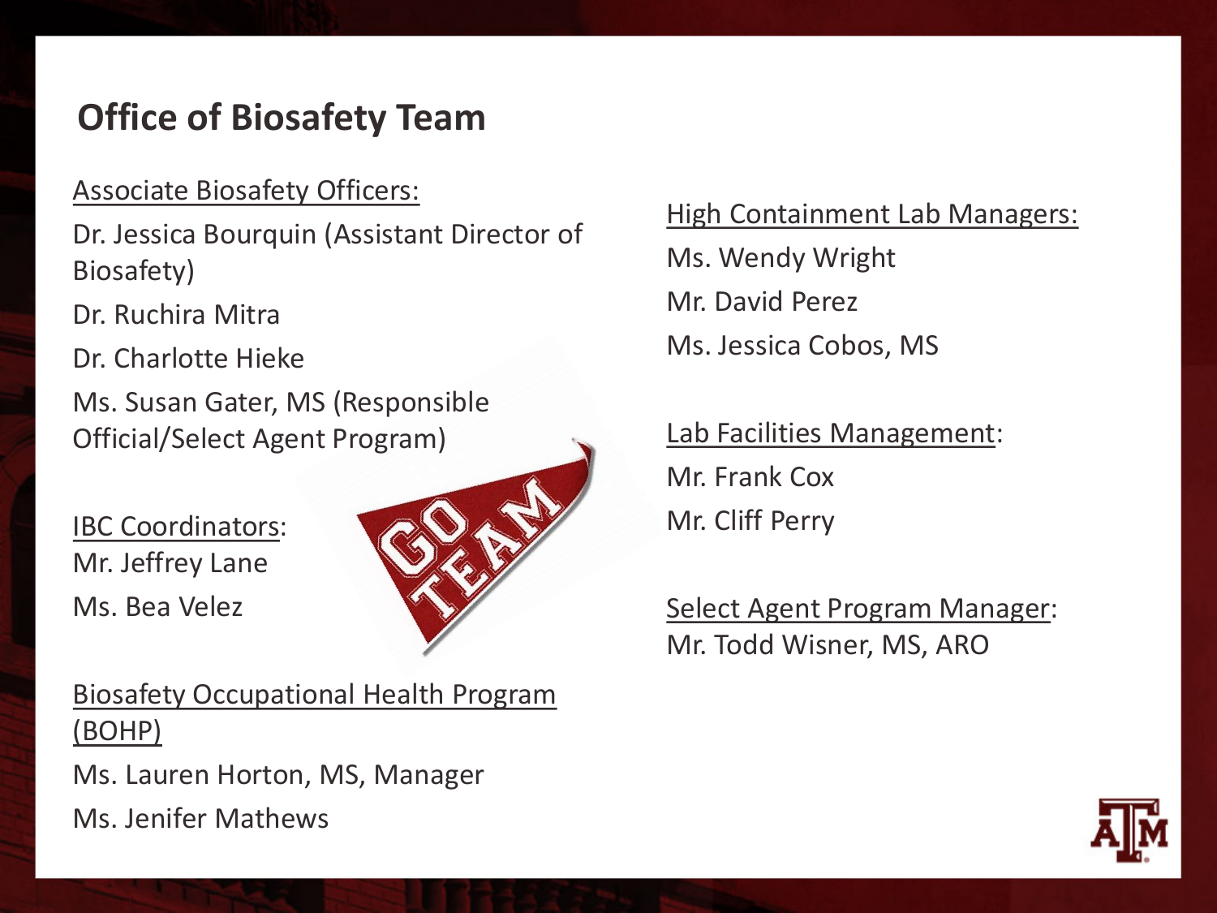## Office of Biosafety Team

Associate Biosafety Officers:

Dr. Jessica Bourquin (Assistant Director of Biosafety)

Dr. Ruchira Mitra

Dr. Charlotte Hieke

Ms. Susan Gater, MS (Responsible Official/Select Agent Program)

IBC Coordinators:

Mr. Jeffrey Lane

Ms. Bea Velez

Biosafety Occupational Health Program (BOHP)

Ms. Lauren Horton, MS, Manager

Ms. Jenifer Mathews

High Containment Lab Managers:

Ms. Wendy Wright

Mr. David Perez

Ms. Jessica Cobos, MS

Lab Facilities Management:

Mr. Frank Cox

Mr. Cliff Perry

Select Agent Program Manager:

Mr. Todd Wisner, MS, ARO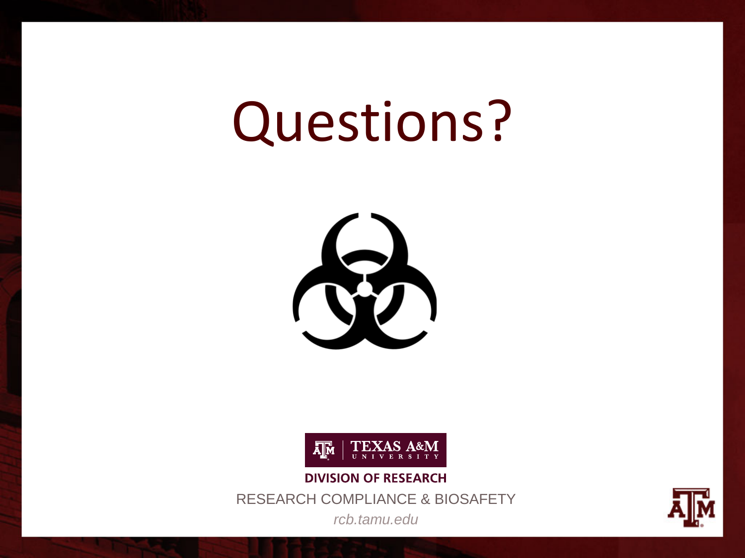# Questions?

TEXAS A&M UNIVERSITY

**DIVISION OF RESEARCH**

RESEARCH COMPLIANCE & BIOSAFETY

*rcb.tamu.edu*